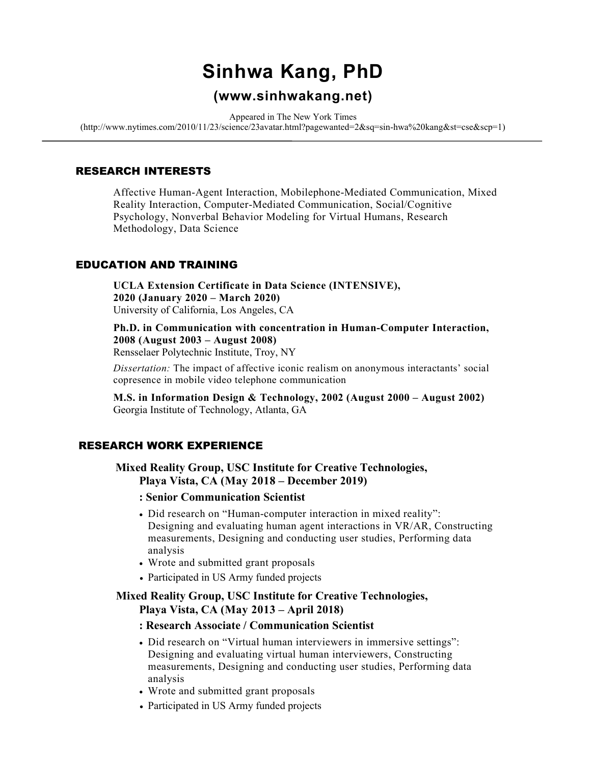# Sinhwa Kang, PhD

## (www.sinhwakang.net)

Appeared in The New York Times
(http://www.nytimes.com/2010/11/23/science/23avatar.html?pagewanted=2&sq=sin-hwa%20kang&st=cse&scp=1)

---

## RESEARCH INTERESTS

Affective Human-Agent Interaction, Mobilephone-Mediated Communication, Mixed Reality Interaction, Computer-Mediated Communication, Social/Cognitive Psychology, Nonverbal Behavior Modeling for Virtual Humans, Research Methodology, Data Science

## EDUCATION AND TRAINING

**UCLA Extension Certificate in Data Science (INTENSIVE), 2020 (January 2020 – March 2020)**
University of California, Los Angeles, CA

**Ph.D. in Communication with concentration in Human-Computer Interaction, 2008 (August 2003 – August 2008)**
Rensselaer Polytechnic Institute, Troy, NY

*Dissertation:* The impact of affective iconic realism on anonymous interactants' social copresence in mobile video telephone communication

**M.S. in Information Design & Technology, 2002 (August 2000 – August 2002)**
Georgia Institute of Technology, Atlanta, GA

## RESEARCH WORK EXPERIENCE

**Mixed Reality Group, USC Institute for Creative Technologies, Playa Vista, CA (May 2018 – December 2019)**

**: Senior Communication Scientist**

- Did research on "Human-computer interaction in mixed reality": Designing and evaluating human agent interactions in VR/AR, Constructing measurements, Designing and conducting user studies, Performing data analysis
- Wrote and submitted grant proposals
- Participated in US Army funded projects

**Mixed Reality Group, USC Institute for Creative Technologies, Playa Vista, CA (May 2013 – April 2018)**

**: Research Associate / Communication Scientist**

- Did research on "Virtual human interviewers in immersive settings": Designing and evaluating virtual human interviewers, Constructing measurements, Designing and conducting user studies, Performing data analysis
- Wrote and submitted grant proposals
- Participated in US Army funded projects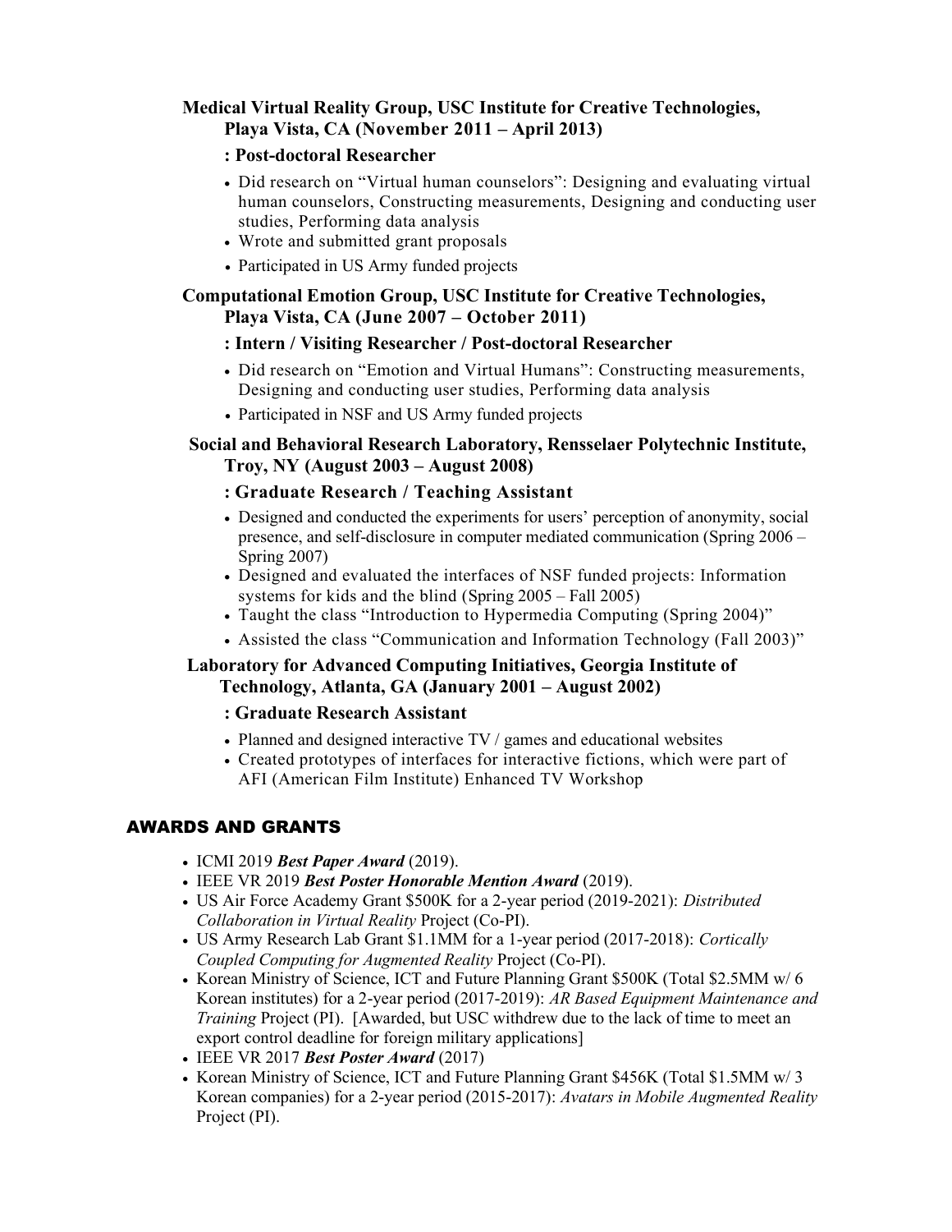**Medical Virtual Reality Group, USC Institute for Creative Technologies, Playa Vista, CA (November 2011 – April 2013)**

**: Post-doctoral Researcher**

- Did research on "Virtual human counselors": Designing and evaluating virtual human counselors, Constructing measurements, Designing and conducting user studies, Performing data analysis
- Wrote and submitted grant proposals
- Participated in US Army funded projects

**Computational Emotion Group, USC Institute for Creative Technologies, Playa Vista, CA (June 2007 – October 2011)**

**: Intern / Visiting Researcher / Post-doctoral Researcher**

- Did research on "Emotion and Virtual Humans": Constructing measurements, Designing and conducting user studies, Performing data analysis
- Participated in NSF and US Army funded projects

**Social and Behavioral Research Laboratory, Rensselaer Polytechnic Institute, Troy, NY (August 2003 – August 2008)**

**: Graduate Research / Teaching Assistant**

- Designed and conducted the experiments for users' perception of anonymity, social presence, and self-disclosure in computer mediated communication (Spring 2006 – Spring 2007)
- Designed and evaluated the interfaces of NSF funded projects: Information systems for kids and the blind (Spring 2005 – Fall 2005)
- Taught the class "Introduction to Hypermedia Computing (Spring 2004)"
- Assisted the class "Communication and Information Technology (Fall 2003)"

**Laboratory for Advanced Computing Initiatives, Georgia Institute of Technology, Atlanta, GA (January 2001 – August 2002)**

**: Graduate Research Assistant**

- Planned and designed interactive TV / games and educational websites
- Created prototypes of interfaces for interactive fictions, which were part of AFI (American Film Institute) Enhanced TV Workshop

## AWARDS AND GRANTS

- ICMI 2019 ***Best Paper Award*** (2019).
- IEEE VR 2019 ***Best Poster Honorable Mention Award*** (2019).
- US Air Force Academy Grant $500K for a 2-year period (2019-2021): *Distributed Collaboration in Virtual Reality* Project (Co-PI).
- US Army Research Lab Grant $1.1MM for a 1-year period (2017-2018): *Cortically Coupled Computing for Augmented Reality* Project (Co-PI).
- Korean Ministry of Science, ICT and Future Planning Grant $500K (Total $2.5MM w/ 6 Korean institutes) for a 2-year period (2017-2019): *AR Based Equipment Maintenance and Training* Project (PI). [Awarded, but USC withdrew due to the lack of time to meet an export control deadline for foreign military applications]
- IEEE VR 2017 ***Best Poster Award*** (2017)
- Korean Ministry of Science, ICT and Future Planning Grant $456K (Total $1.5MM w/ 3 Korean companies) for a 2-year period (2015-2017): *Avatars in Mobile Augmented Reality* Project (PI).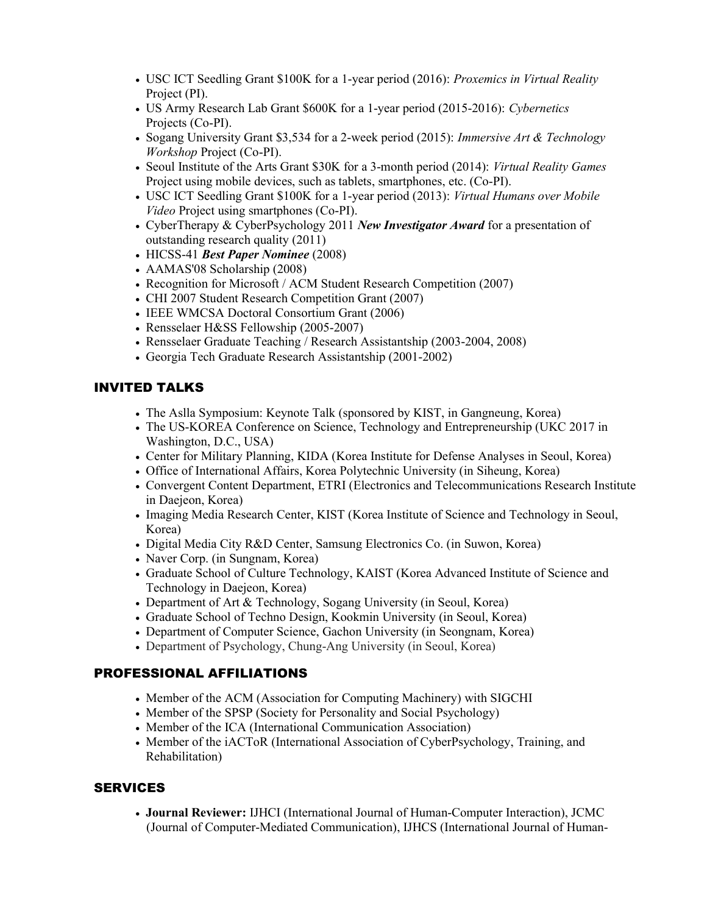- USC ICT Seedling Grant $100K for a 1-year period (2016): *Proxemics in Virtual Reality* Project (PI).
- US Army Research Lab Grant $600K for a 1-year period (2015-2016): *Cybernetics* Projects (Co-PI).
- Sogang University Grant $3,534 for a 2-week period (2015): *Immersive Art & Technology Workshop* Project (Co-PI).
- Seoul Institute of the Arts Grant $30K for a 3-month period (2014): *Virtual Reality Games* Project using mobile devices, such as tablets, smartphones, etc. (Co-PI).
- USC ICT Seedling Grant $100K for a 1-year period (2013): *Virtual Humans over Mobile Video* Project using smartphones (Co-PI).
- CyberTherapy & CyberPsychology 2011 ***New Investigator Award*** for a presentation of outstanding research quality (2011)
- HICSS-41 ***Best Paper Nominee*** (2008)
- AAMAS'08 Scholarship (2008)
- Recognition for Microsoft / ACM Student Research Competition (2007)
- CHI 2007 Student Research Competition Grant (2007)
- IEEE WMCSA Doctoral Consortium Grant (2006)
- Rensselaer H&SS Fellowship (2005-2007)
- Rensselaer Graduate Teaching / Research Assistantship (2003-2004, 2008)
- Georgia Tech Graduate Research Assistantship (2001-2002)

## INVITED TALKS

- The Aslla Symposium: Keynote Talk (sponsored by KIST, in Gangneung, Korea)
- The US-KOREA Conference on Science, Technology and Entrepreneurship (UKC 2017 in Washington, D.C., USA)
- Center for Military Planning, KIDA (Korea Institute for Defense Analyses in Seoul, Korea)
- Office of International Affairs, Korea Polytechnic University (in Siheung, Korea)
- Convergent Content Department, ETRI (Electronics and Telecommunications Research Institute in Daejeon, Korea)
- Imaging Media Research Center, KIST (Korea Institute of Science and Technology in Seoul, Korea)
- Digital Media City R&D Center, Samsung Electronics Co. (in Suwon, Korea)
- Naver Corp. (in Sungnam, Korea)
- Graduate School of Culture Technology, KAIST (Korea Advanced Institute of Science and Technology in Daejeon, Korea)
- Department of Art & Technology, Sogang University (in Seoul, Korea)
- Graduate School of Techno Design, Kookmin University (in Seoul, Korea)
- Department of Computer Science, Gachon University (in Seongnam, Korea)
- Department of Psychology, Chung-Ang University (in Seoul, Korea)

## PROFESSIONAL AFFILIATIONS

- Member of the ACM (Association for Computing Machinery) with SIGCHI
- Member of the SPSP (Society for Personality and Social Psychology)
- Member of the ICA (International Communication Association)
- Member of the iACToR (International Association of CyberPsychology, Training, and Rehabilitation)

## SERVICES

- **Journal Reviewer:** IJHCI (International Journal of Human-Computer Interaction), JCMC (Journal of Computer-Mediated Communication), IJHCS (International Journal of Human-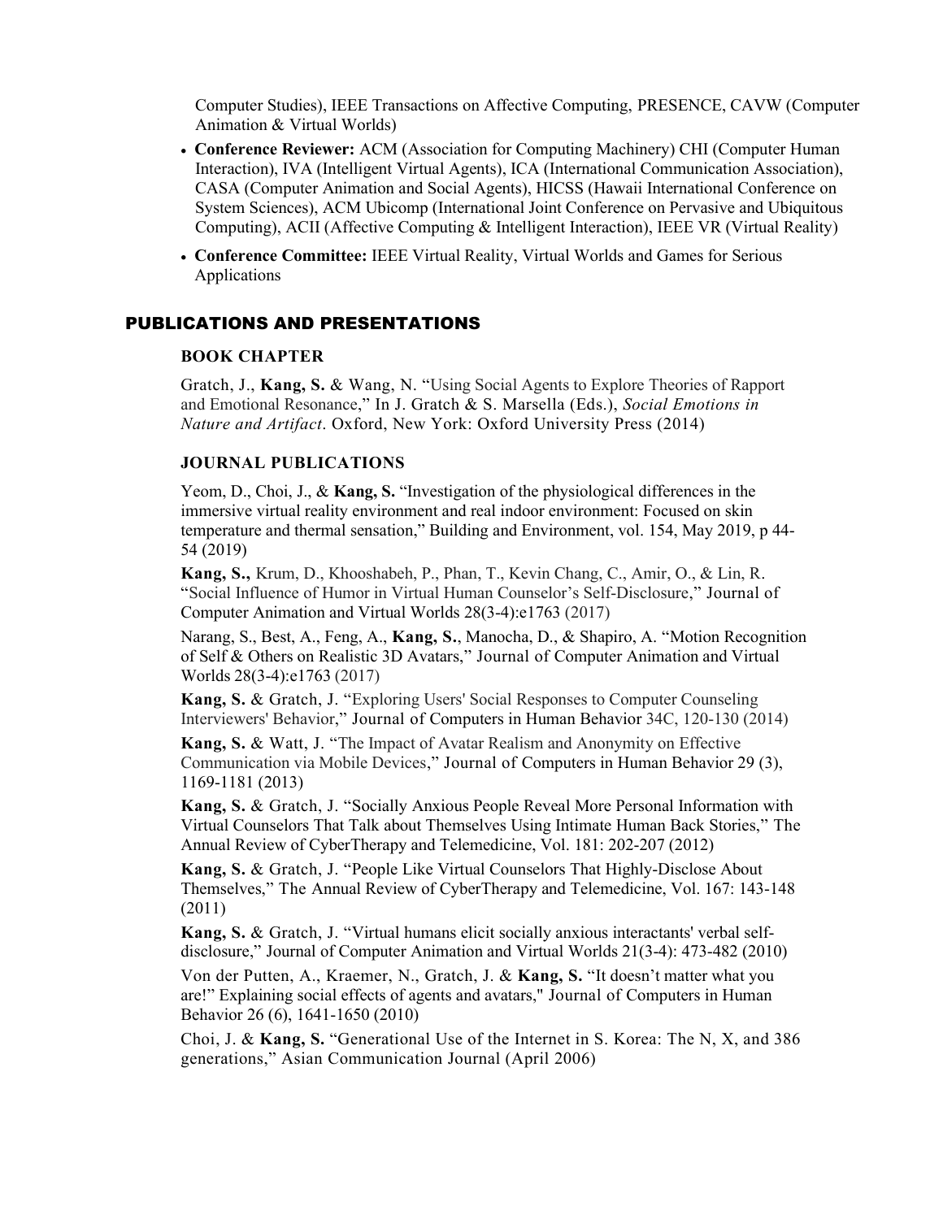Computer Studies), IEEE Transactions on Affective Computing, PRESENCE, CAVW (Computer Animation & Virtual Worlds)

- **Conference Reviewer:** ACM (Association for Computing Machinery) CHI (Computer Human Interaction), IVA (Intelligent Virtual Agents), ICA (International Communication Association), CASA (Computer Animation and Social Agents), HICSS (Hawaii International Conference on System Sciences), ACM Ubicomp (International Joint Conference on Pervasive and Ubiquitous Computing), ACII (Affective Computing & Intelligent Interaction), IEEE VR (Virtual Reality)
- **Conference Committee:** IEEE Virtual Reality, Virtual Worlds and Games for Serious Applications

## PUBLICATIONS AND PRESENTATIONS

### BOOK CHAPTER

Gratch, J., **Kang, S.** & Wang, N. "Using Social Agents to Explore Theories of Rapport and Emotional Resonance," In J. Gratch & S. Marsella (Eds.), *Social Emotions in Nature and Artifact*. Oxford, New York: Oxford University Press (2014)

### JOURNAL PUBLICATIONS

Yeom, D., Choi, J., & **Kang, S.** "Investigation of the physiological differences in the immersive virtual reality environment and real indoor environment: Focused on skin temperature and thermal sensation," Building and Environment, vol. 154, May 2019, p 44-54 (2019)

**Kang, S.,** Krum, D., Khooshabeh, P., Phan, T., Kevin Chang, C., Amir, O., & Lin, R. "Social Influence of Humor in Virtual Human Counselor's Self-Disclosure," Journal of Computer Animation and Virtual Worlds 28(3-4):e1763 (2017)

Narang, S., Best, A., Feng, A., **Kang, S.**, Manocha, D., & Shapiro, A. "Motion Recognition of Self & Others on Realistic 3D Avatars," Journal of Computer Animation and Virtual Worlds 28(3-4):e1763 (2017)

**Kang, S.** & Gratch, J. "Exploring Users' Social Responses to Computer Counseling Interviewers' Behavior," Journal of Computers in Human Behavior 34C, 120-130 (2014)

**Kang, S.** & Watt, J. "The Impact of Avatar Realism and Anonymity on Effective Communication via Mobile Devices," Journal of Computers in Human Behavior 29 (3), 1169-1181 (2013)

**Kang, S.** & Gratch, J. "Socially Anxious People Reveal More Personal Information with Virtual Counselors That Talk about Themselves Using Intimate Human Back Stories," The Annual Review of CyberTherapy and Telemedicine, Vol. 181: 202-207 (2012)

**Kang, S.** & Gratch, J. "People Like Virtual Counselors That Highly-Disclose About Themselves," The Annual Review of CyberTherapy and Telemedicine, Vol. 167: 143-148 (2011)

**Kang, S.** & Gratch, J. "Virtual humans elicit socially anxious interactants' verbal self-disclosure," Journal of Computer Animation and Virtual Worlds 21(3-4): 473-482 (2010)

Von der Putten, A., Kraemer, N., Gratch, J. & **Kang, S.** "It doesn't matter what you are!" Explaining social effects of agents and avatars," Journal of Computers in Human Behavior 26 (6), 1641-1650 (2010)

Choi, J. & **Kang, S.** "Generational Use of the Internet in S. Korea: The N, X, and 386 generations," Asian Communication Journal (April 2006)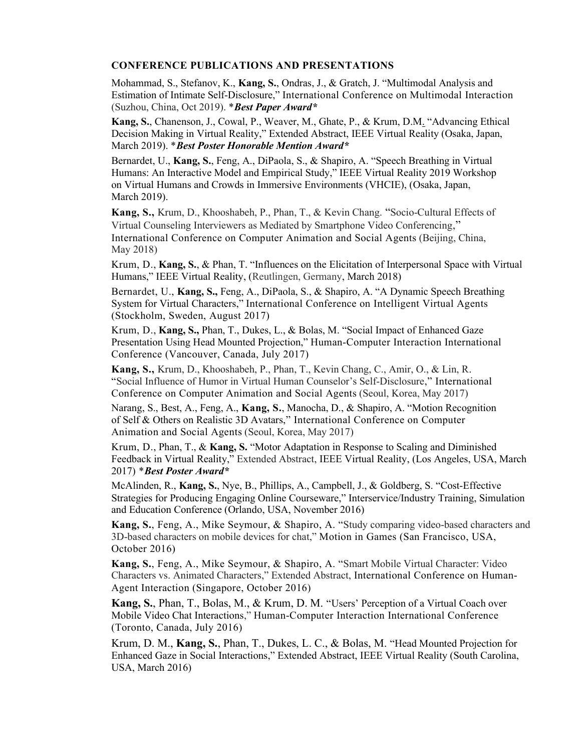### CONFERENCE PUBLICATIONS AND PRESENTATIONS

Mohammad, S., Stefanov, K., **Kang, S.**, Ondras, J., & Gratch, J. "Multimodal Analysis and Estimation of Intimate Self-Disclosure," International Conference on Multimodal Interaction (Suzhou, China, Oct 2019). **\*Best Paper Award\***

**Kang, S.**, Chanenson, J., Cowal, P., Weaver, M., Ghate, P., & Krum, D.M. "Advancing Ethical Decision Making in Virtual Reality," Extended Abstract, IEEE Virtual Reality (Osaka, Japan, March 2019). **\*Best Poster Honorable Mention Award\***

Bernardet, U., **Kang, S.**, Feng, A., DiPaola, S., & Shapiro, A. "Speech Breathing in Virtual Humans: An Interactive Model and Empirical Study," IEEE Virtual Reality 2019 Workshop on Virtual Humans and Crowds in Immersive Environments (VHCIE), (Osaka, Japan, March 2019).

**Kang, S.**, Krum, D., Khooshabeh, P., Phan, T., & Kevin Chang. "Socio-Cultural Effects of Virtual Counseling Interviewers as Mediated by Smartphone Video Conferencing," International Conference on Computer Animation and Social Agents (Beijing, China, May 2018)

Krum, D., **Kang, S.**, & Phan, T. "Influences on the Elicitation of Interpersonal Space with Virtual Humans," IEEE Virtual Reality, (Reutlingen, Germany, March 2018)

Bernardet, U., **Kang, S.**, Feng, A., DiPaola, S., & Shapiro, A. "A Dynamic Speech Breathing System for Virtual Characters," International Conference on Intelligent Virtual Agents (Stockholm, Sweden, August 2017)

Krum, D., **Kang, S.**, Phan, T., Dukes, L., & Bolas, M. "Social Impact of Enhanced Gaze Presentation Using Head Mounted Projection," Human-Computer Interaction International Conference (Vancouver, Canada, July 2017)

**Kang, S.**, Krum, D., Khooshabeh, P., Phan, T., Kevin Chang, C., Amir, O., & Lin, R. "Social Influence of Humor in Virtual Human Counselor's Self-Disclosure," International Conference on Computer Animation and Social Agents (Seoul, Korea, May 2017)

Narang, S., Best, A., Feng, A., **Kang, S.**, Manocha, D., & Shapiro, A. "Motion Recognition of Self & Others on Realistic 3D Avatars," International Conference on Computer Animation and Social Agents (Seoul, Korea, May 2017)

Krum, D., Phan, T., & **Kang, S.** "Motor Adaptation in Response to Scaling and Diminished Feedback in Virtual Reality," Extended Abstract, IEEE Virtual Reality, (Los Angeles, USA, March 2017) **\*Best Poster Award\***

McAlinden, R., **Kang, S.**, Nye, B., Phillips, A., Campbell, J., & Goldberg, S. "Cost-Effective Strategies for Producing Engaging Online Courseware," Interservice/Industry Training, Simulation and Education Conference (Orlando, USA, November 2016)

**Kang, S.**, Feng, A., Mike Seymour, & Shapiro, A. "Study comparing video-based characters and 3D-based characters on mobile devices for chat," Motion in Games (San Francisco, USA, October 2016)

**Kang, S.**, Feng, A., Mike Seymour, & Shapiro, A. "Smart Mobile Virtual Character: Video Characters vs. Animated Characters," Extended Abstract, International Conference on Human-Agent Interaction (Singapore, October 2016)

**Kang, S.**, Phan, T., Bolas, M., & Krum, D. M. "Users' Perception of a Virtual Coach over Mobile Video Chat Interactions," Human-Computer Interaction International Conference (Toronto, Canada, July 2016)

Krum, D. M., **Kang, S.**, Phan, T., Dukes, L. C., & Bolas, M. "Head Mounted Projection for Enhanced Gaze in Social Interactions," Extended Abstract, IEEE Virtual Reality (South Carolina, USA, March 2016)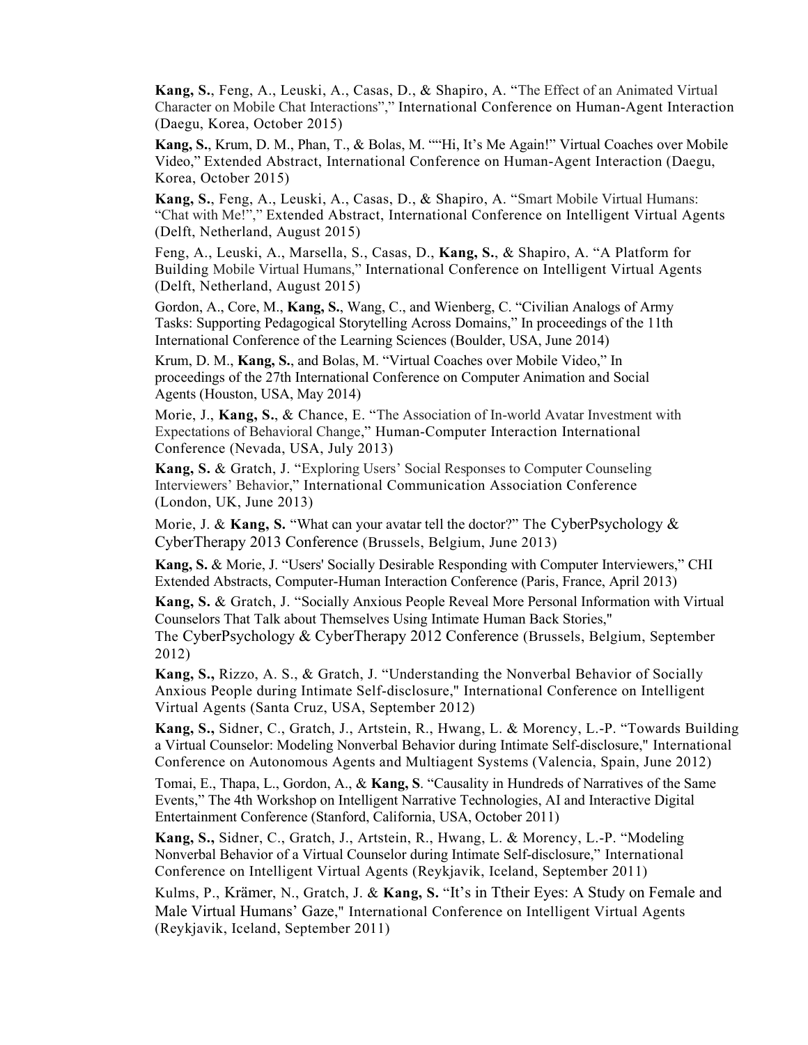**Kang, S.**, Feng, A., Leuski, A., Casas, D., & Shapiro, A. "The Effect of an Animated Virtual Character on Mobile Chat Interactions"," International Conference on Human-Agent Interaction (Daegu, Korea, October 2015)

**Kang, S.**, Krum, D. M., Phan, T., & Bolas, M. ""Hi, It's Me Again!" Virtual Coaches over Mobile Video," Extended Abstract, International Conference on Human-Agent Interaction (Daegu, Korea, October 2015)

**Kang, S.**, Feng, A., Leuski, A., Casas, D., & Shapiro, A. "Smart Mobile Virtual Humans: "Chat with Me!"," Extended Abstract, International Conference on Intelligent Virtual Agents (Delft, Netherland, August 2015)

Feng, A., Leuski, A., Marsella, S., Casas, D., **Kang, S.**, & Shapiro, A. "A Platform for Building Mobile Virtual Humans," International Conference on Intelligent Virtual Agents (Delft, Netherland, August 2015)

Gordon, A., Core, M., **Kang, S.**, Wang, C., and Wienberg, C. "Civilian Analogs of Army Tasks: Supporting Pedagogical Storytelling Across Domains," In proceedings of the 11th International Conference of the Learning Sciences (Boulder, USA, June 2014)

Krum, D. M., **Kang, S.**, and Bolas, M. "Virtual Coaches over Mobile Video," In proceedings of the 27th International Conference on Computer Animation and Social Agents (Houston, USA, May 2014)

Morie, J., **Kang, S.**, & Chance, E. "The Association of In-world Avatar Investment with Expectations of Behavioral Change," Human-Computer Interaction International Conference (Nevada, USA, July 2013)

**Kang, S.** & Gratch, J. "Exploring Users' Social Responses to Computer Counseling Interviewers' Behavior," International Communication Association Conference (London, UK, June 2013)

Morie, J. & **Kang, S.** "What can your avatar tell the doctor?" The CyberPsychology & CyberTherapy 2013 Conference (Brussels, Belgium, June 2013)

**Kang, S.** & Morie, J. "Users' Socially Desirable Responding with Computer Interviewers," CHI Extended Abstracts, Computer-Human Interaction Conference (Paris, France, April 2013)

**Kang, S.** & Gratch, J. "Socially Anxious People Reveal More Personal Information with Virtual Counselors That Talk about Themselves Using Intimate Human Back Stories," The CyberPsychology & CyberTherapy 2012 Conference (Brussels, Belgium, September 2012)

**Kang, S.,** Rizzo, A. S., & Gratch, J. "Understanding the Nonverbal Behavior of Socially Anxious People during Intimate Self-disclosure," International Conference on Intelligent Virtual Agents (Santa Cruz, USA, September 2012)

**Kang, S.,** Sidner, C., Gratch, J., Artstein, R., Hwang, L. & Morency, L.-P. "Towards Building a Virtual Counselor: Modeling Nonverbal Behavior during Intimate Self-disclosure," International Conference on Autonomous Agents and Multiagent Systems (Valencia, Spain, June 2012)

Tomai, E., Thapa, L., Gordon, A., & **Kang, S**. "Causality in Hundreds of Narratives of the Same Events," The 4th Workshop on Intelligent Narrative Technologies, AI and Interactive Digital Entertainment Conference (Stanford, California, USA, October 2011)

**Kang, S.,** Sidner, C., Gratch, J., Artstein, R., Hwang, L. & Morency, L.-P. "Modeling Nonverbal Behavior of a Virtual Counselor during Intimate Self-disclosure," International Conference on Intelligent Virtual Agents (Reykjavik, Iceland, September 2011)

Kulms, P., Krämer, N., Gratch, J. & **Kang, S.** "It's in Ttheir Eyes: A Study on Female and Male Virtual Humans' Gaze," International Conference on Intelligent Virtual Agents (Reykjavik, Iceland, September 2011)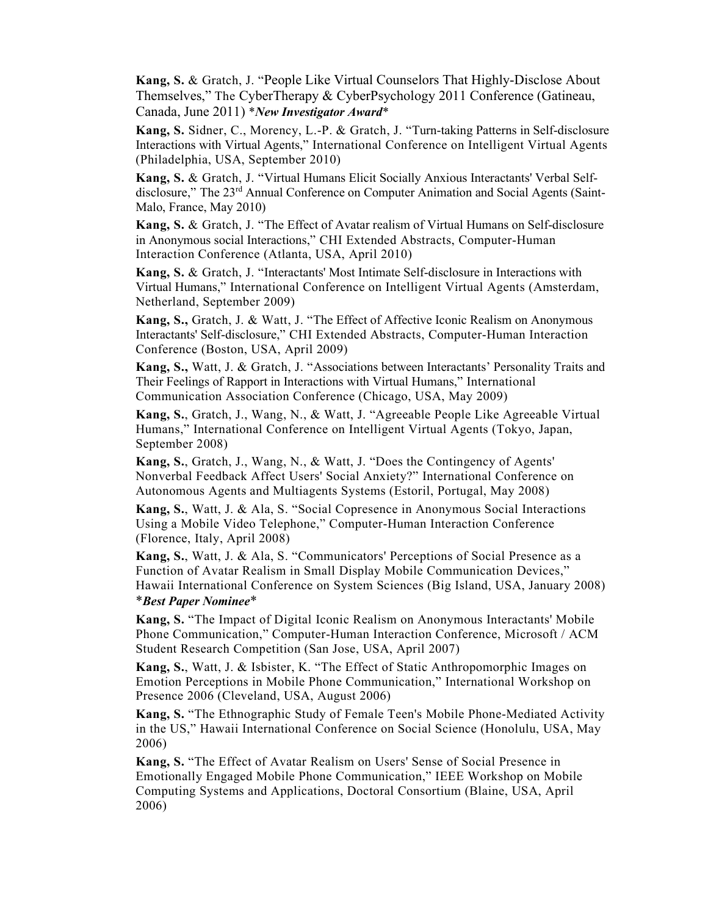**Kang, S.** & Gratch, J. "People Like Virtual Counselors That Highly-Disclose About Themselves," The CyberTherapy & CyberPsychology 2011 Conference (Gatineau, Canada, June 2011) **New Investigator Award**

**Kang, S.** Sidner, C., Morency, L.-P. & Gratch, J. "Turn-taking Patterns in Self-disclosure Interactions with Virtual Agents," International Conference on Intelligent Virtual Agents (Philadelphia, USA, September 2010)

**Kang, S.** & Gratch, J. "Virtual Humans Elicit Socially Anxious Interactants' Verbal Self-disclosure," The 23rd Annual Conference on Computer Animation and Social Agents (Saint-Malo, France, May 2010)

**Kang, S.** & Gratch, J. "The Effect of Avatar realism of Virtual Humans on Self-disclosure in Anonymous social Interactions," CHI Extended Abstracts, Computer-Human Interaction Conference (Atlanta, USA, April 2010)

**Kang, S.** & Gratch, J. "Interactants' Most Intimate Self-disclosure in Interactions with Virtual Humans," International Conference on Intelligent Virtual Agents (Amsterdam, Netherland, September 2009)

**Kang, S.,** Gratch, J. & Watt, J. "The Effect of Affective Iconic Realism on Anonymous Interactants' Self-disclosure," CHI Extended Abstracts, Computer-Human Interaction Conference (Boston, USA, April 2009)

**Kang, S.,** Watt, J. & Gratch, J. "Associations between Interactants' Personality Traits and Their Feelings of Rapport in Interactions with Virtual Humans," International Communication Association Conference (Chicago, USA, May 2009)

**Kang, S.**, Gratch, J., Wang, N., & Watt, J. "Agreeable People Like Agreeable Virtual Humans," International Conference on Intelligent Virtual Agents (Tokyo, Japan, September 2008)

**Kang, S.**, Gratch, J., Wang, N., & Watt, J. "Does the Contingency of Agents' Nonverbal Feedback Affect Users' Social Anxiety?" International Conference on Autonomous Agents and Multiagents Systems (Estoril, Portugal, May 2008)

**Kang, S.**, Watt, J. & Ala, S. "Social Copresence in Anonymous Social Interactions Using a Mobile Video Telephone," Computer-Human Interaction Conference (Florence, Italy, April 2008)

**Kang, S.**, Watt, J. & Ala, S. "Communicators' Perceptions of Social Presence as a Function of Avatar Realism in Small Display Mobile Communication Devices," Hawaii International Conference on System Sciences (Big Island, USA, January 2008) **Best Paper Nominee**

**Kang, S.** "The Impact of Digital Iconic Realism on Anonymous Interactants' Mobile Phone Communication," Computer-Human Interaction Conference, Microsoft / ACM Student Research Competition (San Jose, USA, April 2007)

**Kang, S.**, Watt, J. & Isbister, K. "The Effect of Static Anthropomorphic Images on Emotion Perceptions in Mobile Phone Communication," International Workshop on Presence 2006 (Cleveland, USA, August 2006)

**Kang, S.** "The Ethnographic Study of Female Teen's Mobile Phone-Mediated Activity in the US," Hawaii International Conference on Social Science (Honolulu, USA, May 2006)

**Kang, S.** "The Effect of Avatar Realism on Users' Sense of Social Presence in Emotionally Engaged Mobile Phone Communication," IEEE Workshop on Mobile Computing Systems and Applications, Doctoral Consortium (Blaine, USA, April 2006)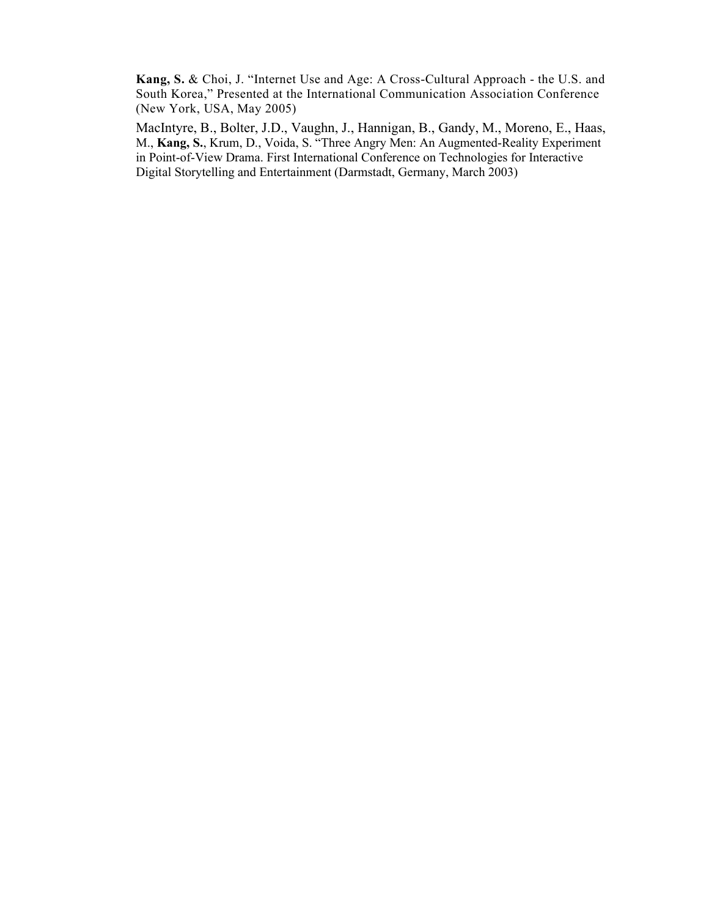**Kang, S.** & Choi, J. "Internet Use and Age: A Cross-Cultural Approach - the U.S. and South Korea," Presented at the International Communication Association Conference (New York, USA, May 2005)

MacIntyre, B., Bolter, J.D., Vaughn, J., Hannigan, B., Gandy, M., Moreno, E., Haas, M., **Kang, S.**, Krum, D., Voida, S. "Three Angry Men: An Augmented-Reality Experiment in Point-of-View Drama. First International Conference on Technologies for Interactive Digital Storytelling and Entertainment (Darmstadt, Germany, March 2003)